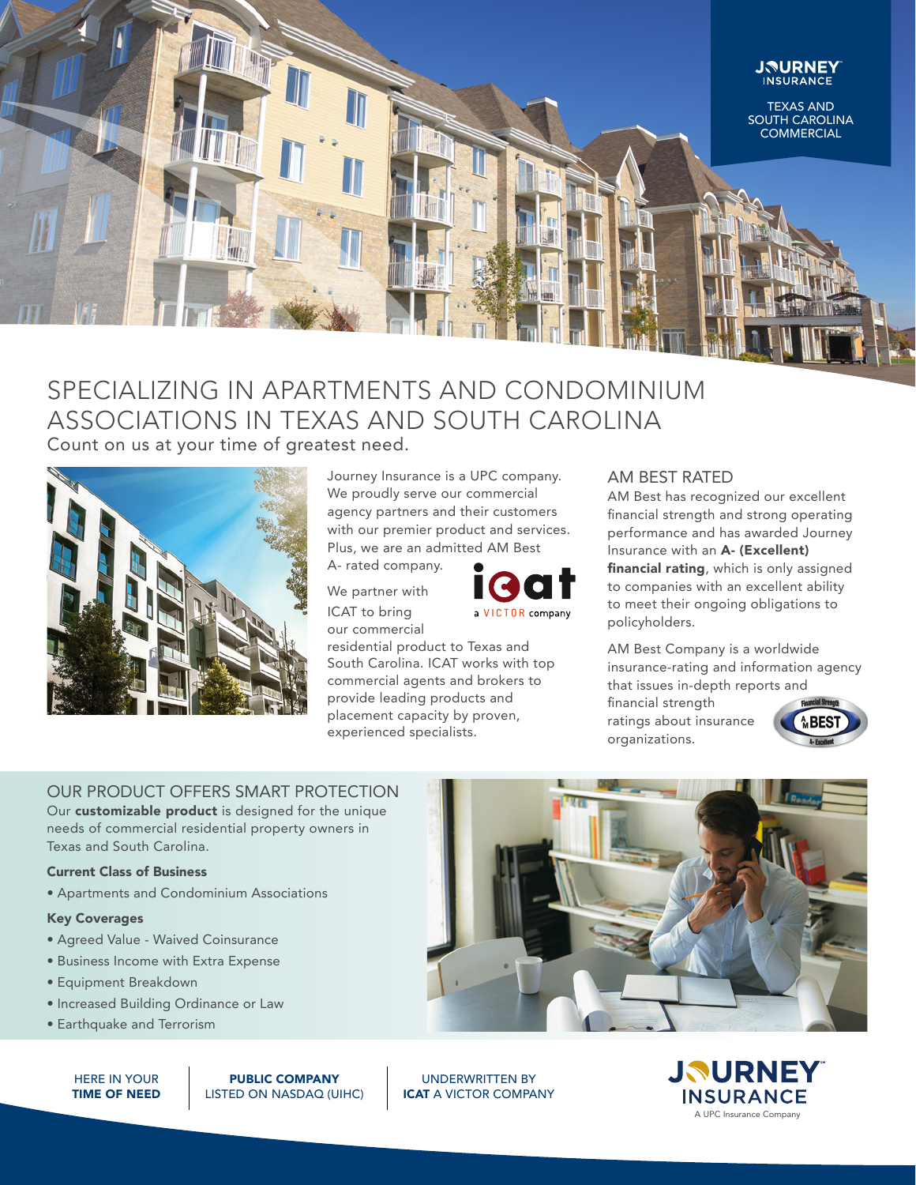JOURNEY INSURANCE

TEXAS AND SOUTH CAROLINA COMMERCIAL

# SPECIALIZING IN APARTMENTS AND CONDOMINIUM ASSOCIATIONS IN TEXAS AND SOUTH CAROLINA

Count on us at your time of greatest need.

Journey Insurance is a UPC company. We proudly serve our commercial agency partners and their customers with our premier product and services. Plus, we are an admitted AM Best A- rated company.

We partner with ICAT to bring our commercial residential product to Texas and South Carolina. ICAT works with top commercial agents and brokers to provide leading products and placement capacity by proven, experienced specialists.

## AM BEST RATED

AM Best has recognized our excellent financial strength and strong operating performance and has awarded Journey Insurance with an **A- (Excellent) financial rating**, which is only assigned to companies with an excellent ability to meet their ongoing obligations to policyholders.

AM Best Company is a worldwide insurance-rating and information agency that issues in-depth reports and financial strength ratings about insurance organizations.

## OUR PRODUCT OFFERS SMART PROTECTION

Our **customizable product** is designed for the unique needs of commercial residential property owners in Texas and South Carolina.

**Current Class of Business**

- Apartments and Condominium Associations

**Key Coverages**

- Agreed Value - Waived Coinsurance
- Business Income with Extra Expense
- Equipment Breakdown
- Increased Building Ordinance or Law
- Earthquake and Terrorism

HERE IN YOUR **TIME OF NEED**

**PUBLIC COMPANY** LISTED ON NASDAQ (UIHC)

UNDERWRITTEN BY **ICAT** A VICTOR COMPANY

JOURNEY INSURANCE – A UPC Insurance Company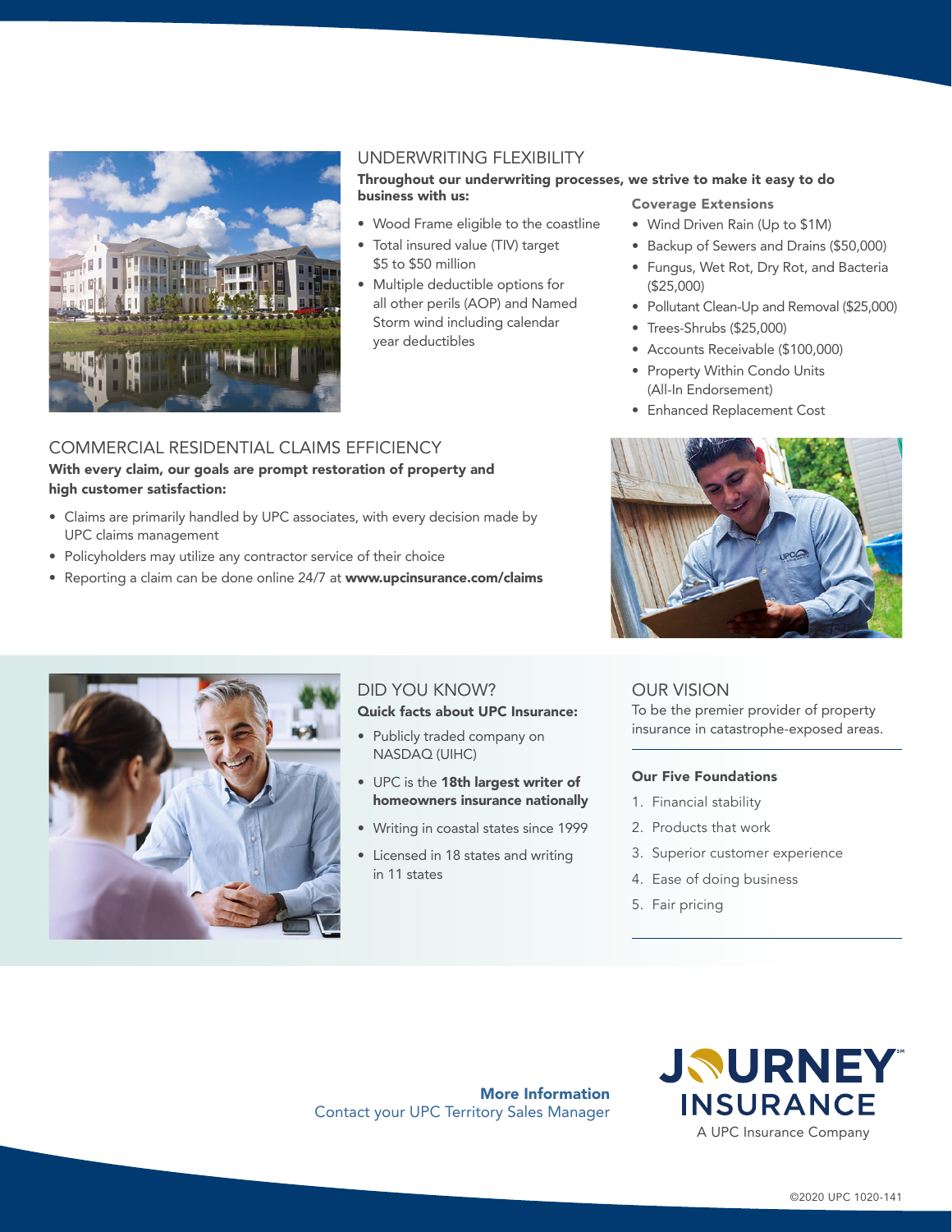## UNDERWRITING FLEXIBILITY

**Throughout our underwriting processes, we strive to make it easy to do business with us:**

- Wood Frame eligible to the coastline
- Total insured value (TIV) target $5 to $50 million
- Multiple deductible options for all other perils (AOP) and Named Storm wind including calendar year deductibles

**Coverage Extensions**

- Wind Driven Rain (Up to $1M)
- Backup of Sewers and Drains ($50,000)
- Fungus, Wet Rot, Dry Rot, and Bacteria ($25,000)
- Pollutant Clean-Up and Removal ($25,000)
- Trees-Shrubs ($25,000)
- Accounts Receivable ($100,000)
- Property Within Condo Units (All-In Endorsement)
- Enhanced Replacement Cost

## COMMERCIAL RESIDENTIAL CLAIMS EFFICIENCY

**With every claim, our goals are prompt restoration of property and high customer satisfaction:**

- Claims are primarily handled by UPC associates, with every decision made by UPC claims management
- Policyholders may utilize any contractor service of their choice
- Reporting a claim can be done online 24/7 at **www.upcinsurance.com/claims**

## DID YOU KNOW?

**Quick facts about UPC Insurance:**

- Publicly traded company on NASDAQ (UIHC)
- UPC is the **18th largest writer of homeowners insurance nationally**
- Writing in coastal states since 1999
- Licensed in 18 states and writing in 11 states

## OUR VISION

To be the premier provider of property insurance in catastrophe-exposed areas.

**Our Five Foundations**

1. Financial stability
2. Products that work
3. Superior customer experience
4. Ease of doing business
5. Fair pricing

**More Information**

Contact your UPC Territory Sales Manager

JOURNEY INSURANCE

A UPC Insurance Company

©2020 UPC 1020-141